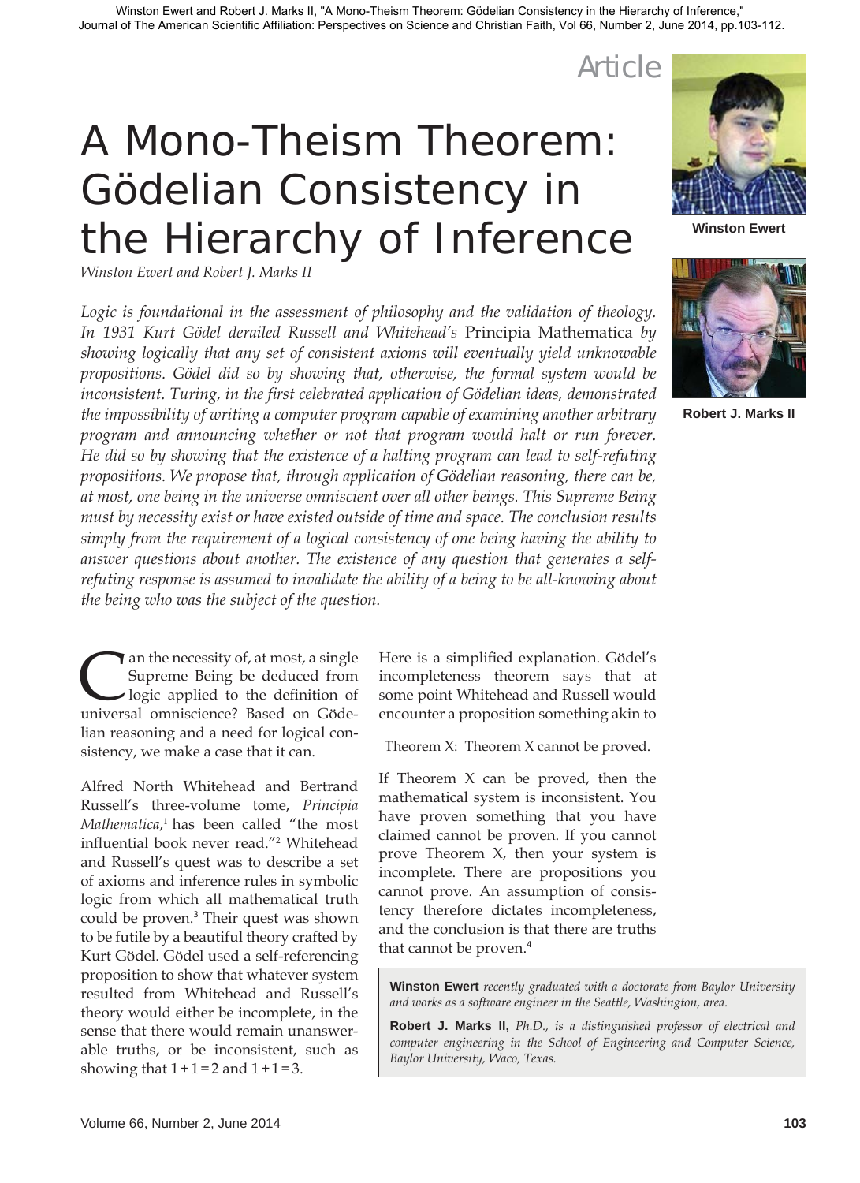Winston Ewert and Robert J. Marks II, "A Mono-Theism Theorem: Gödelian Consistency in the Hierarchy of Inference," Journal of The American Scientific Affiliation: Perspectives on Science and Christian Faith, Vol 66, Number 2, June 2014, pp.103-112.

Article

# A Mono-Theism Theorem: Gödelian Consistency in the Hierarchy of Inference

*Winston Ewert and Robert J. Marks II*

Winston Ewert

Robert J. Marks II

*Logic is foundational in the assessment of philosophy and the validation of theology. In 1931 Kurt Gödel derailed Russell and Whitehead's* Principia Mathematica *by showing logically that any set of consistent axioms will eventually yield unknowable propositions. Gödel did so by showing that, otherwise, the formal system would be inconsistent. Turing, in the first celebrated application of Gödelian ideas, demonstrated the impossibility of writing a computer program capable of examining another arbitrary program and announcing whether or not that program would halt or run forever. He did so by showing that the existence of a halting program can lead to self-refuting propositions. We propose that, through application of Gödelian reasoning, there can be, at most, one being in the universe omniscient over all other beings. This Supreme Being must by necessity exist or have existed outside of time and space. The conclusion results simply from the requirement of a logical consistency of one being having the ability to answer questions about another. The existence of any question that generates a self-refuting response is assumed to invalidate the ability of a being to be all-knowing about the being who was the subject of the question.*

Can the necessity of, at most, a single Supreme Being be deduced from logic applied to the definition of universal omniscience? Based on Gödelian reasoning and a need for logical consistency, we make a case that it can.

Alfred North Whitehead and Bertrand Russell's three-volume tome, *Principia Mathematica*,[1] has been called "the most influential book never read."[2] Whitehead and Russell's quest was to describe a set of axioms and inference rules in symbolic logic from which all mathematical truth could be proven.[3] Their quest was shown to be futile by a beautiful theory crafted by Kurt Gödel. Gödel used a self-referencing proposition to show that whatever system resulted from Whitehead and Russell's theory would either be incomplete, in the sense that there would remain unanswerable truths, or be inconsistent, such as showing that $1+1=2$ and $1+1=3$.

Here is a simplified explanation. Gödel's incompleteness theorem says that at some point Whitehead and Russell would encounter a proposition something akin to

Theorem X: Theorem X cannot be proved.

If Theorem X can be proved, then the mathematical system is inconsistent. You have proven something that you have claimed cannot be proven. If you cannot prove Theorem X, then your system is incomplete. There are propositions you cannot prove. An assumption of consistency therefore dictates incompleteness, and the conclusion is that there are truths that cannot be proven.[4]

**Winston Ewert** *recently graduated with a doctorate from Baylor University and works as a software engineer in the Seattle, Washington, area.*

**Robert J. Marks II,** *Ph.D., is a distinguished professor of electrical and computer engineering in the School of Engineering and Computer Science, Baylor University, Waco, Texas.*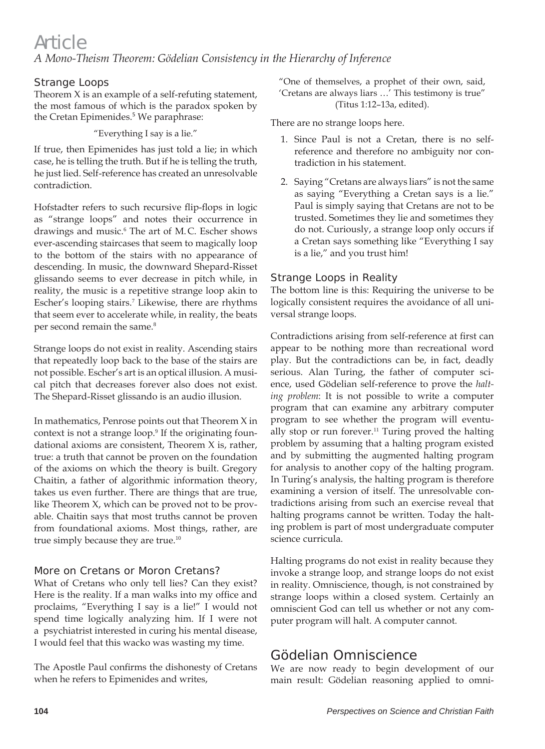## Strange Loops

Theorem X is an example of a self-refuting statement, the most famous of which is the paradox spoken by the Cretan Epimenides.[5] We paraphrase:

> "Everything I say is a lie."

If true, then Epimenides has just told a lie; in which case, he is telling the truth. But if he is telling the truth, he just lied. Self-reference has created an unresolvable contradiction.

Hofstadter refers to such recursive flip-flops in logic as "strange loops" and notes their occurrence in drawings and music.[6] The art of M. C. Escher shows ever-ascending staircases that seem to magically loop to the bottom of the stairs with no appearance of descending. In music, the downward Shepard-Risset glissando seems to ever decrease in pitch while, in reality, the music is a repetitive strange loop akin to Escher's looping stairs.[7] Likewise, there are rhythms that seem ever to accelerate while, in reality, the beats per second remain the same.[8]

Strange loops do not exist in reality. Ascending stairs that repeatedly loop back to the base of the stairs are not possible. Escher's art is an optical illusion. A musical pitch that decreases forever also does not exist. The Shepard-Risset glissando is an audio illusion.

In mathematics, Penrose points out that Theorem X in context is not a strange loop.[9] If the originating foundational axioms are consistent, Theorem X is, rather, true: a truth that cannot be proven on the foundation of the axioms on which the theory is built. Gregory Chaitin, a father of algorithmic information theory, takes us even further. There are things that are true, like Theorem X, which can be proved not to be provable. Chaitin says that most truths cannot be proven from foundational axioms. Most things, rather, are true simply because they are true.[10]

## More on Cretans or Moron Cretans?

What of Cretans who only tell lies? Can they exist? Here is the reality. If a man walks into my office and proclaims, "Everything I say is a lie!" I would not spend time logically analyzing him. If I were not a psychiatrist interested in curing his mental disease, I would feel that this wacko was wasting my time.

The Apostle Paul confirms the dishonesty of Cretans when he refers to Epimenides and writes,

> "One of themselves, a prophet of their own, said, 'Cretans are always liars …' This testimony is true" (Titus 1:12–13a, edited).

There are no strange loops here.

1. Since Paul is not a Cretan, there is no self-reference and therefore no ambiguity nor contradiction in his statement.
2. Saying "Cretans are always liars" is not the same as saying "Everything a Cretan says is a lie." Paul is simply saying that Cretans are not to be trusted. Sometimes they lie and sometimes they do not. Curiously, a strange loop only occurs if a Cretan says something like "Everything I say is a lie," and you trust him!

## Strange Loops in Reality

The bottom line is this: Requiring the universe to be logically consistent requires the avoidance of all universal strange loops.

Contradictions arising from self-reference at first can appear to be nothing more than recreational word play. But the contradictions can be, in fact, deadly serious. Alan Turing, the father of computer science, used Gödelian self-reference to prove the *halting problem*: It is not possible to write a computer program that can examine any arbitrary computer program to see whether the program will eventually stop or run forever.[11] Turing proved the halting problem by assuming that a halting program existed and by submitting the augmented halting program for analysis to another copy of the halting program. In Turing's analysis, the halting program is therefore examining a version of itself. The unresolvable contradictions arising from such an exercise reveal that halting programs cannot be written. Today the halting problem is part of most undergraduate computer science curricula.

Halting programs do not exist in reality because they invoke a strange loop, and strange loops do not exist in reality. Omniscience, though, is not constrained by strange loops within a closed system. Certainly an omniscient God can tell us whether or not any computer program will halt. A computer cannot.

# Gödelian Omniscience

We are now ready to begin development of our main result: Gödelian reasoning applied to omni-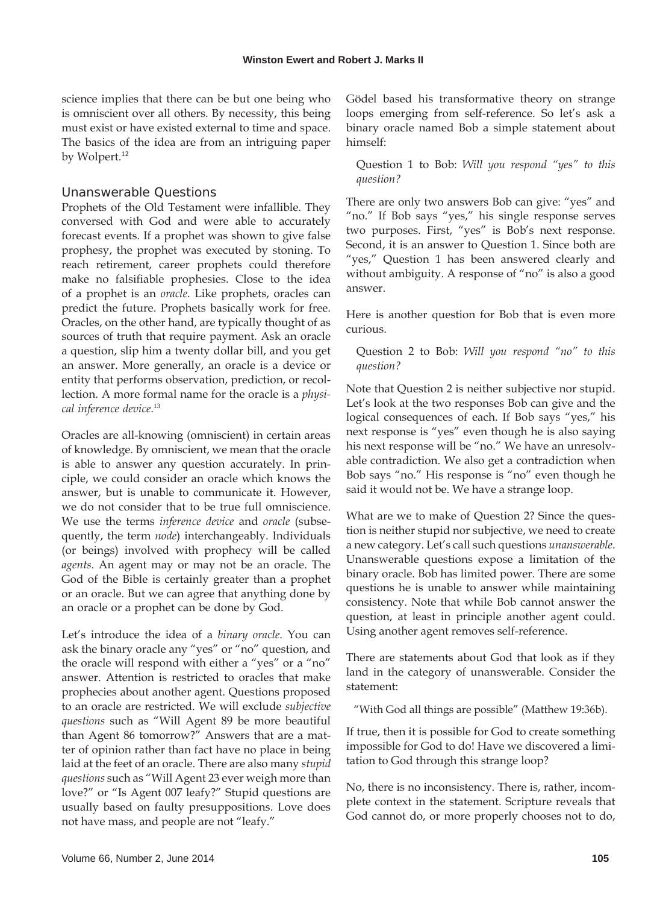science implies that there can be but one being who is omniscient over all others. By necessity, this being must exist or have existed external to time and space. The basics of the idea are from an intriguing paper by Wolpert.[12]

## Unanswerable Questions

Prophets of the Old Testament were infallible. They conversed with God and were able to accurately forecast events. If a prophet was shown to give false prophesy, the prophet was executed by stoning. To reach retirement, career prophets could therefore make no falsifiable prophesies. Close to the idea of a prophet is an *oracle*. Like prophets, oracles can predict the future. Prophets basically work for free. Oracles, on the other hand, are typically thought of as sources of truth that require payment. Ask an oracle a question, slip him a twenty dollar bill, and you get an answer. More generally, an oracle is a device or entity that performs observation, prediction, or recollection. A more formal name for the oracle is a *physical inference device*.[13]

Oracles are all-knowing (omniscient) in certain areas of knowledge. By omniscient, we mean that the oracle is able to answer any question accurately. In principle, we could consider an oracle which knows the answer, but is unable to communicate it. However, we do not consider that to be true full omniscience. We use the terms *inference device* and *oracle* (subsequently, the term *node*) interchangeably. Individuals (or beings) involved with prophecy will be called *agents*. An agent may or may not be an oracle. The God of the Bible is certainly greater than a prophet or an oracle. But we can agree that anything done by an oracle or a prophet can be done by God.

Let's introduce the idea of a *binary oracle*. You can ask the binary oracle any "yes" or "no" question, and the oracle will respond with either a "yes" or a "no" answer. Attention is restricted to oracles that make prophecies about another agent. Questions proposed to an oracle are restricted. We will exclude *subjective questions* such as "Will Agent 89 be more beautiful than Agent 86 tomorrow?" Answers that are a matter of opinion rather than fact have no place in being laid at the feet of an oracle. There are also many *stupid questions* such as "Will Agent 23 ever weigh more than love?" or "Is Agent 007 leafy?" Stupid questions are usually based on faulty presuppositions. Love does not have mass, and people are not "leafy."

Gödel based his transformative theory on strange loops emerging from self-reference. So let's ask a binary oracle named Bob a simple statement about himself:

> Question 1 to Bob: *Will you respond "yes" to this question?*

There are only two answers Bob can give: "yes" and "no." If Bob says "yes," his single response serves two purposes. First, "yes" is Bob's next response. Second, it is an answer to Question 1. Since both are "yes," Question 1 has been answered clearly and without ambiguity. A response of "no" is also a good answer.

Here is another question for Bob that is even more curious.

> Question 2 to Bob: *Will you respond "no" to this question?*

Note that Question 2 is neither subjective nor stupid. Let's look at the two responses Bob can give and the logical consequences of each. If Bob says "yes," his next response is "yes" even though he is also saying his next response will be "no." We have an unresolvable contradiction. We also get a contradiction when Bob says "no." His response is "no" even though he said it would not be. We have a strange loop.

What are we to make of Question 2? Since the question is neither stupid nor subjective, we need to create a new category. Let's call such questions *unanswerable*. Unanswerable questions expose a limitation of the binary oracle. Bob has limited power. There are some questions he is unable to answer while maintaining consistency. Note that while Bob cannot answer the question, at least in principle another agent could. Using another agent removes self-reference.

There are statements about God that look as if they land in the category of unanswerable. Consider the statement:

> "With God all things are possible" (Matthew 19:36b).

If true, then it is possible for God to create something impossible for God to do! Have we discovered a limitation to God through this strange loop?

No, there is no inconsistency. There is, rather, incomplete context in the statement. Scripture reveals that God cannot do, or more properly chooses not to do,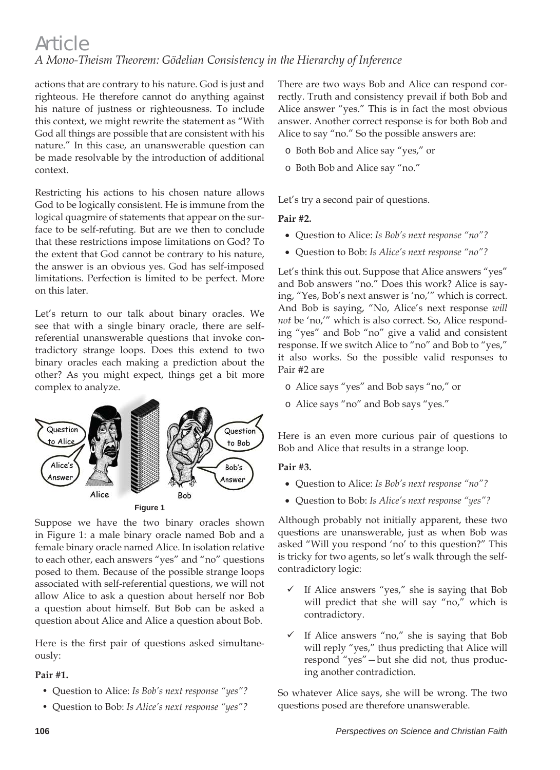actions that are contrary to his nature. God is just and righteous. He therefore cannot do anything against his nature of justness or righteousness. To include this context, we might rewrite the statement as "With God all things are possible that are consistent with his nature." In this case, an unanswerable question can be made resolvable by the introduction of additional context.

Restricting his actions to his chosen nature allows God to be logically consistent. He is immune from the logical quagmire of statements that appear on the surface to be self-refuting. But are we then to conclude that these restrictions impose limitations on God? To the extent that God cannot be contrary to his nature, the answer is an obvious yes. God has self-imposed limitations. Perfection is limited to be perfect. More on this later.

Let's return to our talk about binary oracles. We see that with a single binary oracle, there are self-referential unanswerable questions that invoke contradictory strange loops. Does this extend to two binary oracles each making a prediction about the other? As you might expect, things get a bit more complex to analyze.

Question to Alice

Alice's Answer

Alice

Question to Bob

Bob's Answer

Bob

**Figure 1**

Suppose we have the two binary oracles shown in Figure 1: a male binary oracle named Bob and a female binary oracle named Alice. In isolation relative to each other, each answers "yes" and "no" questions posed to them. Because of the possible strange loops associated with self-referential questions, we will not allow Alice to ask a question about herself nor Bob a question about himself. But Bob can be asked a question about Alice and Alice a question about Bob.

Here is the first pair of questions asked simultaneously:

**Pair #1.**

- Question to Alice: *Is Bob's next response "yes"?*
- Question to Bob: *Is Alice's next response "yes"?*

There are two ways Bob and Alice can respond correctly. Truth and consistency prevail if both Bob and Alice answer "yes." This is in fact the most obvious answer. Another correct response is for both Bob and Alice to say "no." So the possible answers are:

- Both Bob and Alice say "yes," or
- Both Bob and Alice say "no."

Let's try a second pair of questions.

**Pair #2.**

- Question to Alice: *Is Bob's next response "no"?*
- Question to Bob: *Is Alice's next response "no"?*

Let's think this out. Suppose that Alice answers "yes" and Bob answers "no." Does this work? Alice is saying, "Yes, Bob's next answer is 'no,'" which is correct. And Bob is saying, "No, Alice's next response *will not* be 'no,'" which is also correct. So, Alice responding "yes" and Bob "no" give a valid and consistent response. If we switch Alice to "no" and Bob to "yes," it also works. So the possible valid responses to Pair #2 are

- Alice says "yes" and Bob says "no," or
- Alice says "no" and Bob says "yes."

Here is an even more curious pair of questions to Bob and Alice that results in a strange loop.

**Pair #3.**

- Question to Alice: *Is Bob's next response "no"?*
- Question to Bob: *Is Alice's next response "yes"?*

Although probably not initially apparent, these two questions are unanswerable, just as when Bob was asked "Will you respond 'no' to this question?" This is tricky for two agents, so let's walk through the self-contradictory logic:

- ✓ If Alice answers "yes," she is saying that Bob will predict that she will say "no," which is contradictory.
- ✓ If Alice answers "no," she is saying that Bob will reply "yes," thus predicting that Alice will respond "yes"—but she did not, thus producing another contradiction.

So whatever Alice says, she will be wrong. The two questions posed are therefore unanswerable.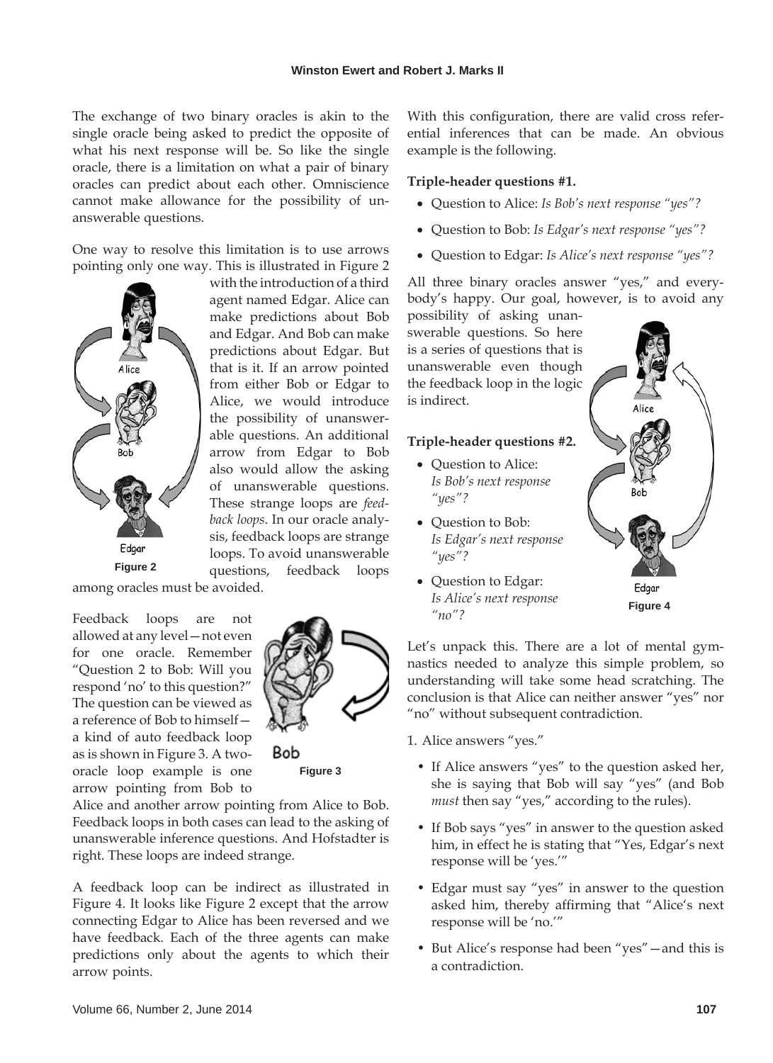The exchange of two binary oracles is akin to the single oracle being asked to predict the opposite of what his next response will be. So like the single oracle, there is a limitation on what a pair of binary oracles can predict about each other. Omniscience cannot make allowance for the possibility of unanswerable questions.

One way to resolve this limitation is to use arrows pointing only one way. This is illustrated in Figure 2 with the introduction of a third agent named Edgar. Alice can make predictions about Bob and Edgar. And Bob can make predictions about Edgar. But that is it. If an arrow pointed from either Bob or Edgar to Alice, we would introduce the possibility of unanswerable questions. An additional arrow from Edgar to Bob also would allow the asking of unanswerable questions. These strange loops are *feedback loops*. In our oracle analysis, feedback loops are strange loops. To avoid unanswerable questions, feedback loops among oracles must be avoided.

**Figure 2**

Feedback loops are not allowed at any level—not even for one oracle. Remember "Question 2 to Bob: Will you respond 'no' to this question?" The question can be viewed as a reference of Bob to himself—a kind of auto feedback loop as is shown in Figure 3. A two-oracle loop example is one arrow pointing from Bob to Alice and another arrow pointing from Alice to Bob. Feedback loops in both cases can lead to the asking of unanswerable inference questions. And Hofstadter is right. These loops are indeed strange.

**Figure 3**

A feedback loop can be indirect as illustrated in Figure 4. It looks like Figure 2 except that the arrow connecting Edgar to Alice has been reversed and we have feedback. Each of the three agents can make predictions only about the agents to which their arrow points.

With this configuration, there are valid cross referential inferences that can be made. An obvious example is the following.

**Triple-header questions #1.**

- Question to Alice: *Is Bob's next response "yes"?*
- Question to Bob: *Is Edgar's next response "yes"?*
- Question to Edgar: *Is Alice's next response "yes"?*

All three binary oracles answer "yes," and everybody's happy. Our goal, however, is to avoid any possibility of asking unanswerable questions. So here is a series of questions that is unanswerable even though the feedback loop in the logic is indirect.

**Triple-header questions #2.**

- Question to Alice: *Is Bob's next response "yes"?*
- Question to Bob: *Is Edgar's next response "yes"?*
- Question to Edgar: *Is Alice's next response "no"?*

**Figure 4**

Let's unpack this. There are a lot of mental gymnastics needed to analyze this simple problem, so understanding will take some head scratching. The conclusion is that Alice can neither answer "yes" nor "no" without subsequent contradiction.

1. Alice answers "yes."

- If Alice answers "yes" to the question asked her, she is saying that Bob will say "yes" (and Bob *must* then say "yes," according to the rules).
- If Bob says "yes" in answer to the question asked him, in effect he is stating that "Yes, Edgar's next response will be 'yes.'"
- Edgar must say "yes" in answer to the question asked him, thereby affirming that "Alice's next response will be 'no.'"
- But Alice's response had been "yes"—and this is a contradiction.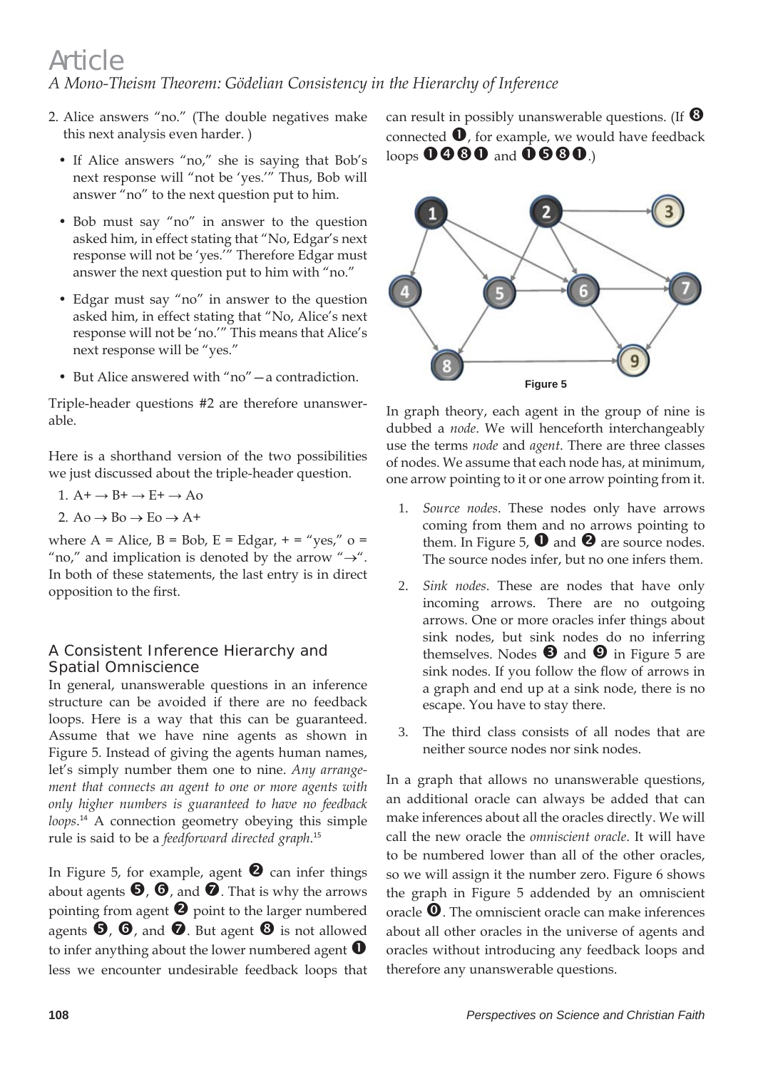2. Alice answers "no." (The double negatives make this next analysis even harder. )

   - If Alice answers "no," she is saying that Bob's next response will "not be 'yes.'" Thus, Bob will answer "no" to the next question put to him.
   - Bob must say "no" in answer to the question asked him, in effect stating that "No, Edgar's next response will not be 'yes.'" Therefore Edgar must answer the next question put to him with "no."
   - Edgar must say "no" in answer to the question asked him, in effect stating that "No, Alice's next response will not be 'no.'" This means that Alice's next response will be "yes."
   - But Alice answered with "no"—a contradiction.

Triple-header questions #2 are therefore unanswerable.

Here is a shorthand version of the two possibilities we just discussed about the triple-header question.

1. A+ → B+ → E+ → Ao
2. Ao → Bo → Eo → A+

where A = Alice, B = Bob, E = Edgar, + = "yes," o = "no," and implication is denoted by the arrow "→". In both of these statements, the last entry is in direct opposition to the first.

## A Consistent Inference Hierarchy and Spatial Omniscience

In general, unanswerable questions in an inference structure can be avoided if there are no feedback loops. Here is a way that this can be guaranteed. Assume that we have nine agents as shown in Figure 5. Instead of giving the agents human names, let's simply number them one to nine. *Any arrangement that connects an agent to one or more agents with only higher numbers is guaranteed to have no feedback loops.*[14] A connection geometry obeying this simple rule is said to be a *feedforward directed graph*.[15]

In Figure 5, for example, agent ❷ can infer things about agents ❺, ❻, and ❼. That is why the arrows pointing from agent ❷ point to the larger numbered agents ❺, ❻, and ❼. But agent ❽ is not allowed to infer anything about the lower numbered agent ❶ less we encounter undesirable feedback loops that can result in possibly unanswerable questions. (If ❽ connected ❶, for example, we would have feedback loops ❶❹❽❶ and ❶❺❽❶.)

Figure 5

In graph theory, each agent in the group of nine is dubbed a *node*. We will henceforth interchangeably use the terms *node* and *agent*. There are three classes of nodes. We assume that each node has, at minimum, one arrow pointing to it or one arrow pointing from it.

1. *Source nodes*. These nodes only have arrows coming from them and no arrows pointing to them. In Figure 5, ❶ and ❷ are source nodes. The source nodes infer, but no one infers them.
2. *Sink nodes*. These are nodes that have only incoming arrows. There are no outgoing arrows. One or more oracles infer things about sink nodes, but sink nodes do no inferring themselves. Nodes ❸ and ❾ in Figure 5 are sink nodes. If you follow the flow of arrows in a graph and end up at a sink node, there is no escape. You have to stay there.
3. The third class consists of all nodes that are neither source nodes nor sink nodes.

In a graph that allows no unanswerable questions, an additional oracle can always be added that can make inferences about all the oracles directly. We will call the new oracle the *omniscient oracle*. It will have to be numbered lower than all of the other oracles, so we will assign it the number zero. Figure 6 shows the graph in Figure 5 addended by an omniscient oracle ⓿. The omniscient oracle can make inferences about all other oracles in the universe of agents and oracles without introducing any feedback loops and therefore any unanswerable questions.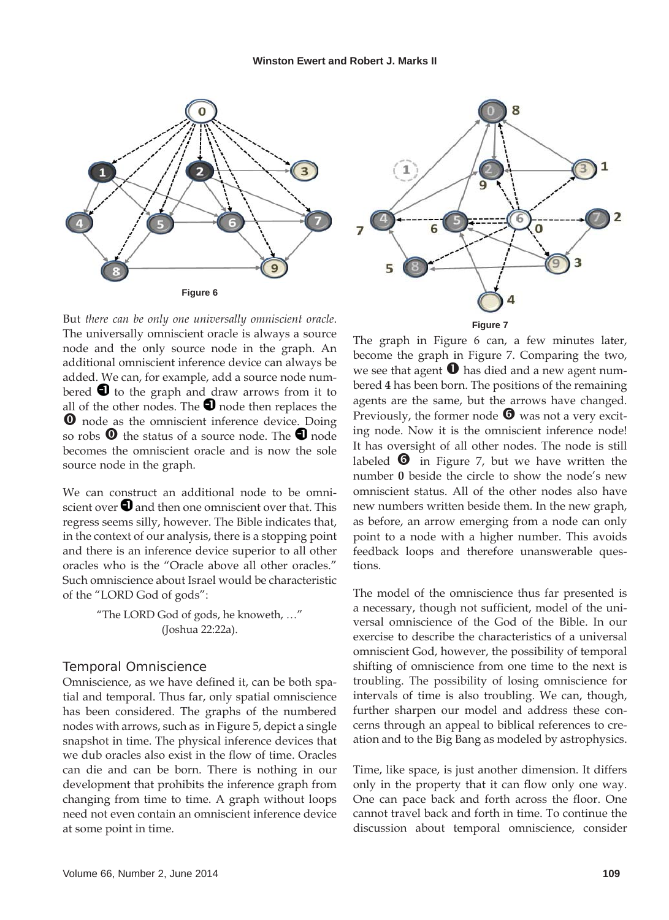Figure 6

But *there can be only one universally omniscient oracle*. The universally omniscient oracle is always a source node and the only source node in the graph. An additional omniscient inference device can always be added. We can, for example, add a source node numbered ➊ to the graph and draw arrows from it to all of the other nodes. The ➊ node then replaces the ⓿ node as the omniscient inference device. Doing so robs ⓿ the status of a source node. The ➊ node becomes the omniscient oracle and is now the sole source node in the graph.

We can construct an additional node to be omniscient over ➊ and then one omniscient over that. This regress seems silly, however. The Bible indicates that, in the context of our analysis, there is a stopping point and there is an inference device superior to all other oracles who is the "Oracle above all other oracles." Such omniscience about Israel would be characteristic of the "LORD God of gods":

> "The LORD God of gods, he knoweth, …" (Joshua 22:22a).

## Temporal Omniscience

Omniscience, as we have defined it, can be both spatial and temporal. Thus far, only spatial omniscience has been considered. The graphs of the numbered nodes with arrows, such as in Figure 5, depict a single snapshot in time. The physical inference devices that we dub oracles also exist in the flow of time. Oracles can die and can be born. There is nothing in our development that prohibits the inference graph from changing from time to time. A graph without loops need not even contain an omniscient inference device at some point in time.

Figure 7

The graph in Figure 6 can, a few minutes later, become the graph in Figure 7. Comparing the two, we see that agent ➊ has died and a new agent numbered **4** has been born. The positions of the remaining agents are the same, but the arrows have changed. Previously, the former node ➏ was not a very exciting node. Now it is the omniscient inference node! It has oversight of all other nodes. The node is still labeled ➏ in Figure 7, but we have written the number **0** beside the circle to show the node's new omniscient status. All of the other nodes also have new numbers written beside them. In the new graph, as before, an arrow emerging from a node can only point to a node with a higher number. This avoids feedback loops and therefore unanswerable questions.

The model of the omniscience thus far presented is a necessary, though not sufficient, model of the universal omniscience of the God of the Bible. In our exercise to describe the characteristics of a universal omniscient God, however, the possibility of temporal shifting of omniscience from one time to the next is troubling. The possibility of losing omniscience for intervals of time is also troubling. We can, though, further sharpen our model and address these concerns through an appeal to biblical references to creation and to the Big Bang as modeled by astrophysics.

Time, like space, is just another dimension. It differs only in the property that it can flow only one way. One can pace back and forth across the floor. One cannot travel back and forth in time. To continue the discussion about temporal omniscience, consider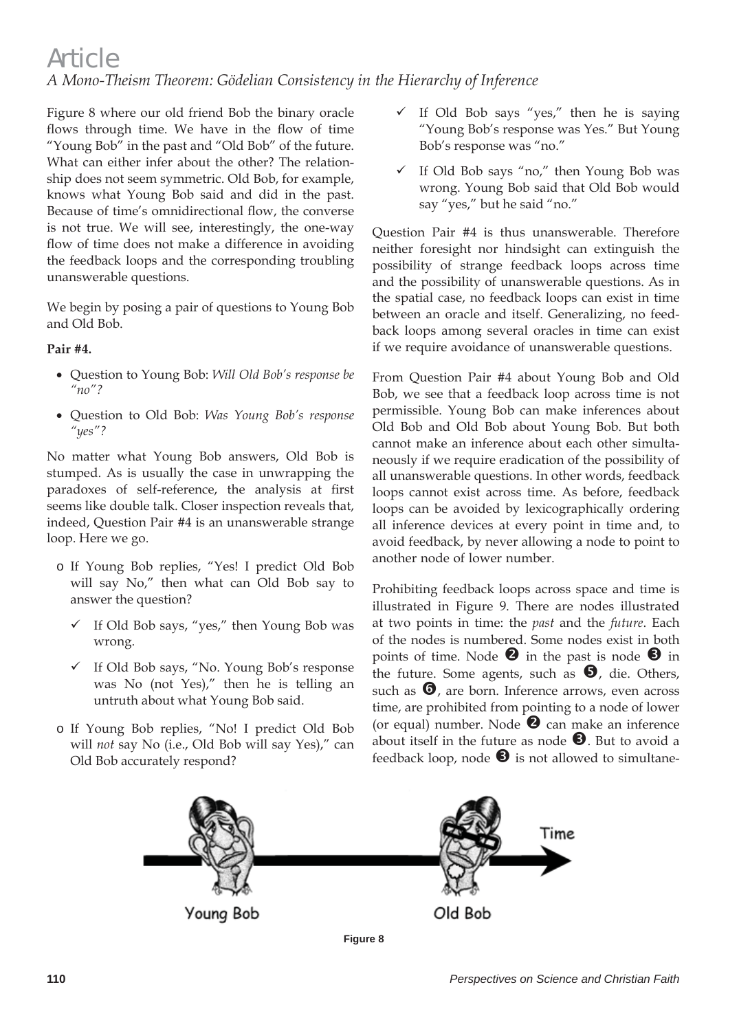Figure 8 where our old friend Bob the binary oracle flows through time. We have in the flow of time "Young Bob" in the past and "Old Bob" of the future. What can either infer about the other? The relationship does not seem symmetric. Old Bob, for example, knows what Young Bob said and did in the past. Because of time's omnidirectional flow, the converse is not true. We will see, interestingly, the one-way flow of time does not make a difference in avoiding the feedback loops and the corresponding troubling unanswerable questions.

We begin by posing a pair of questions to Young Bob and Old Bob.

**Pair #4.**

- Question to Young Bob: *Will Old Bob's response be "no"?*
- Question to Old Bob: *Was Young Bob's response "yes"?*

No matter what Young Bob answers, Old Bob is stumped. As is usually the case in unwrapping the paradoxes of self-reference, the analysis at first seems like double talk. Closer inspection reveals that, indeed, Question Pair #4 is an unanswerable strange loop. Here we go.

- If Young Bob replies, "Yes! I predict Old Bob will say No," then what can Old Bob say to answer the question?
  - ✓ If Old Bob says, "yes," then Young Bob was wrong.
  - ✓ If Old Bob says, "No. Young Bob's response was No (not Yes)," then he is telling an untruth about what Young Bob said.
- If Young Bob replies, "No! I predict Old Bob will *not* say No (i.e., Old Bob will say Yes)," can Old Bob accurately respond?
  - ✓ If Old Bob says "yes," then he is saying "Young Bob's response was Yes." But Young Bob's response was "no."
  - ✓ If Old Bob says "no," then Young Bob was wrong. Young Bob said that Old Bob would say "yes," but he said "no."

Question Pair #4 is thus unanswerable. Therefore neither foresight nor hindsight can extinguish the possibility of strange feedback loops across time and the possibility of unanswerable questions. As in the spatial case, no feedback loops can exist in time between an oracle and itself. Generalizing, no feedback loops among several oracles in time can exist if we require avoidance of unanswerable questions.

From Question Pair #4 about Young Bob and Old Bob, we see that a feedback loop across time is not permissible. Young Bob can make inferences about Old Bob and Old Bob about Young Bob. But both cannot make an inference about each other simultaneously if we require eradication of the possibility of all unanswerable questions. In other words, feedback loops cannot exist across time. As before, feedback loops can be avoided by lexicographically ordering all inference devices at every point in time and, to avoid feedback, by never allowing a node to point to another node of lower number.

Prohibiting feedback loops across space and time is illustrated in Figure 9. There are nodes illustrated at two points in time: the *past* and the *future*. Each of the nodes is numbered. Some nodes exist in both points of time. Node ❷ in the past is node ❸ in the future. Some agents, such as ❺, die. Others, such as ❻, are born. Inference arrows, even across time, are prohibited from pointing to a node of lower (or equal) number. Node ❷ can make an inference about itself in the future as node ❸. But to avoid a feedback loop, node ❸ is not allowed to simultane-

Time

Young Bob

Old Bob

Figure 8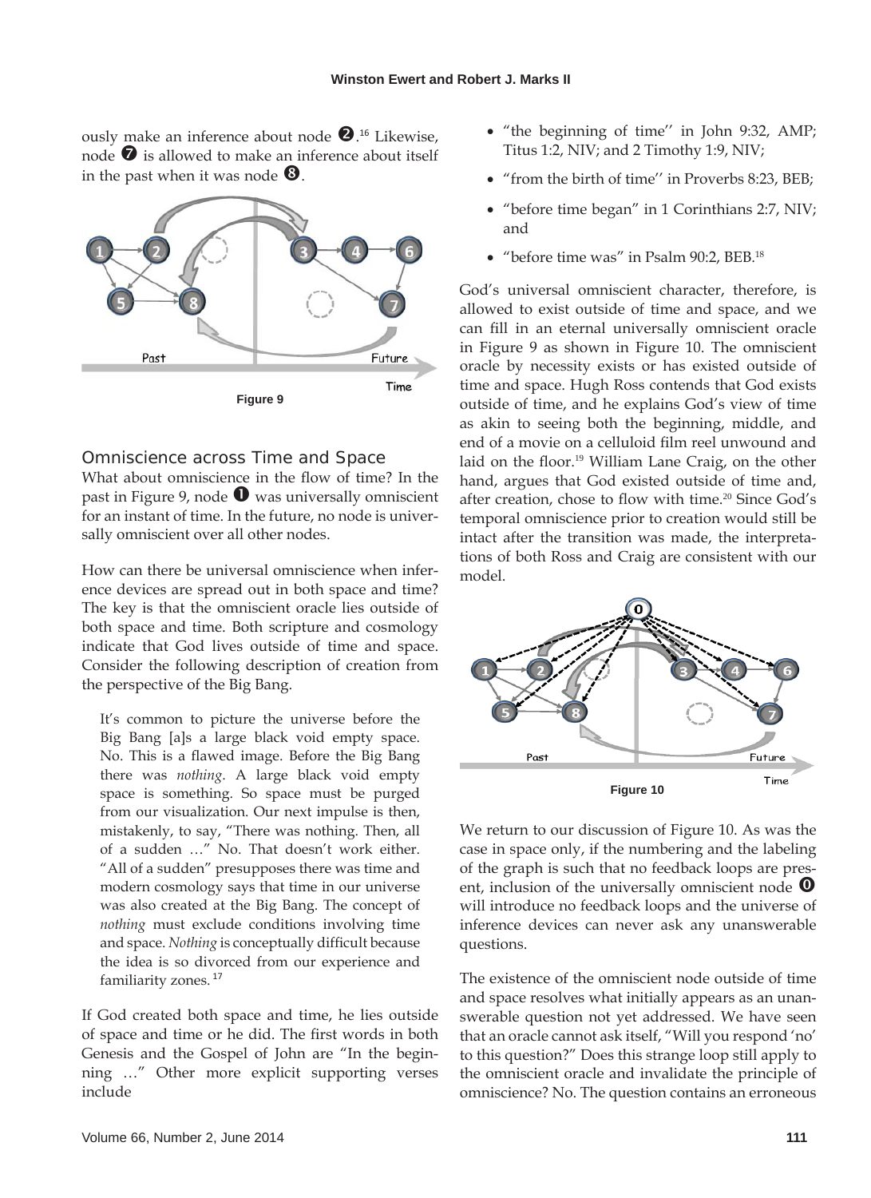ously make an inference about node ❷.[16] Likewise, node ❼ is allowed to make an inference about itself in the past when it was node ❽.

Figure 9

## Omniscience across Time and Space

What about omniscience in the flow of time? In the past in Figure 9, node ❶ was universally omniscient for an instant of time. In the future, no node is universally omniscient over all other nodes.

How can there be universal omniscience when inference devices are spread out in both space and time? The key is that the omniscient oracle lies outside of both space and time. Both scripture and cosmology indicate that God lives outside of time and space. Consider the following description of creation from the perspective of the Big Bang.

> It's common to picture the universe before the Big Bang [a]s a large black void empty space. No. This is a flawed image. Before the Big Bang there was *nothing*. A large black void empty space is something. So space must be purged from our visualization. Our next impulse is then, mistakenly, to say, "There was nothing. Then, all of a sudden …" No. That doesn't work either. "All of a sudden" presupposes there was time and modern cosmology says that time in our universe was also created at the Big Bang. The concept of *nothing* must exclude conditions involving time and space. *Nothing* is conceptually difficult because the idea is so divorced from our experience and familiarity zones.[17]

If God created both space and time, he lies outside of space and time or he did. The first words in both Genesis and the Gospel of John are "In the beginning …" Other more explicit supporting verses include

- "the beginning of time'' in John 9:32, AMP; Titus 1:2, NIV; and 2 Timothy 1:9, NIV;
- "from the birth of time'' in Proverbs 8:23, BEB;
- "before time began" in 1 Corinthians 2:7, NIV; and
- "before time was" in Psalm 90:2, BEB.[18]

God's universal omniscient character, therefore, is allowed to exist outside of time and space, and we can fill in an eternal universally omniscient oracle in Figure 9 as shown in Figure 10. The omniscient oracle by necessity exists or has existed outside of time and space. Hugh Ross contends that God exists outside of time, and he explains God's view of time as akin to seeing both the beginning, middle, and end of a movie on a celluloid film reel unwound and laid on the floor.[19] William Lane Craig, on the other hand, argues that God existed outside of time and, after creation, chose to flow with time.[20] Since God's temporal omniscience prior to creation would still be intact after the transition was made, the interpretations of both Ross and Craig are consistent with our model.

Figure 10

We return to our discussion of Figure 10. As was the case in space only, if the numbering and the labeling of the graph is such that no feedback loops are present, inclusion of the universally omniscient node ⓿ will introduce no feedback loops and the universe of inference devices can never ask any unanswerable questions.

The existence of the omniscient node outside of time and space resolves what initially appears as an unanswerable question not yet addressed. We have seen that an oracle cannot ask itself, "Will you respond 'no' to this question?" Does this strange loop still apply to the omniscient oracle and invalidate the principle of omniscience? No. The question contains an erroneous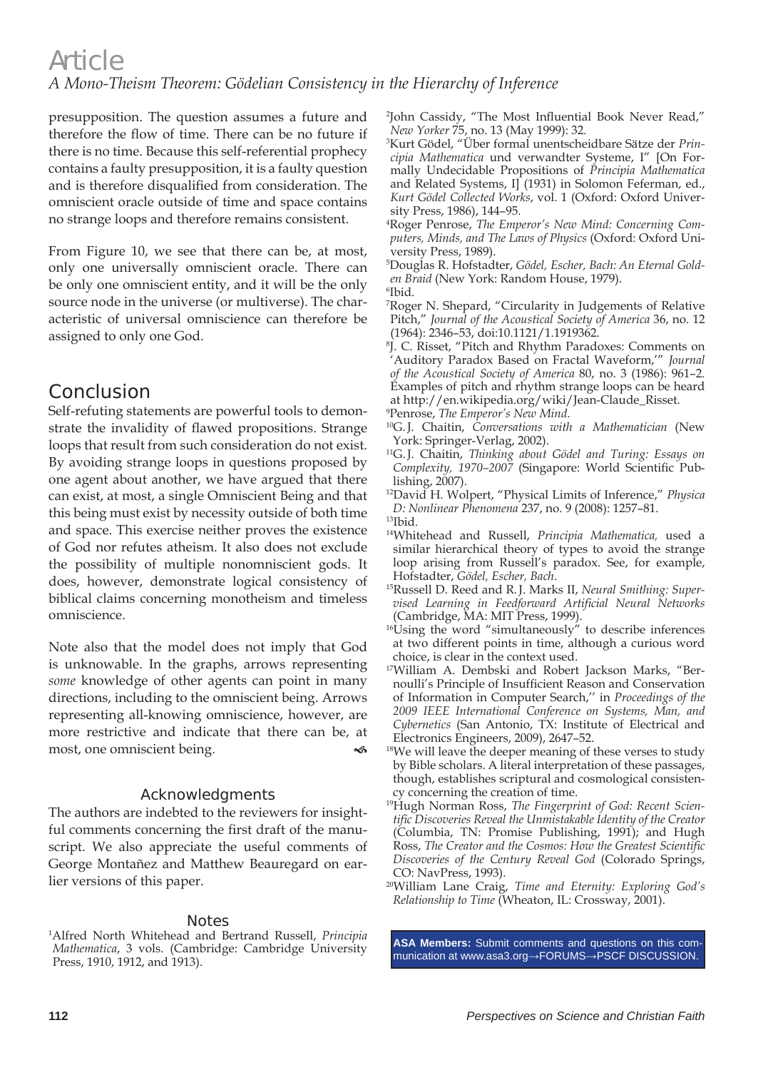presupposition. The question assumes a future and therefore the flow of time. There can be no future if there is no time. Because this self-referential prophecy contains a faulty presupposition, it is a faulty question and is therefore disqualified from consideration. The omniscient oracle outside of time and space contains no strange loops and therefore remains consistent.

From Figure 10, we see that there can be, at most, only one universally omniscient oracle. There can be only one omniscient entity, and it will be the only source node in the universe (or multiverse). The characteristic of universal omniscience can therefore be assigned to only one God.

## Conclusion

Self-refuting statements are powerful tools to demonstrate the invalidity of flawed propositions. Strange loops that result from such consideration do not exist. By avoiding strange loops in questions proposed by one agent about another, we have argued that there can exist, at most, a single Omniscient Being and that this being must exist by necessity outside of both time and space. This exercise neither proves the existence of God nor refutes atheism. It also does not exclude the possibility of multiple nonomniscient gods. It does, however, demonstrate logical consistency of biblical claims concerning monotheism and timeless omniscience.

Note also that the model does not imply that God is unknowable. In the graphs, arrows representing *some* knowledge of other agents can point in many directions, including to the omniscient being. Arrows representing all-knowing omniscience, however, are more restrictive and indicate that there can be, at most, one omniscient being.

### Acknowledgments

The authors are indebted to the reviewers for insightful comments concerning the first draft of the manuscript. We also appreciate the useful comments of George Montañez and Matthew Beauregard on earlier versions of this paper.

### Notes

[1] Alfred North Whitehead and Bertrand Russell, *Principia Mathematica*, 3 vols. (Cambridge: Cambridge University Press, 1910, 1912, and 1913).

[2] John Cassidy, "The Most Influential Book Never Read," *New Yorker* 75, no. 13 (May 1999): 32.

[3] Kurt Gödel, "Über formal unentscheidbare Sätze der *Principia Mathematica* und verwandter Systeme, I" [On Formally Undecidable Propositions of *Principia Mathematica* and Related Systems, I] (1931) in Solomon Feferman, ed., *Kurt Gödel Collected Works*, vol. 1 (Oxford: Oxford University Press, 1986), 144–95.

[4] Roger Penrose, *The Emperor's New Mind: Concerning Computers, Minds, and The Laws of Physics* (Oxford: Oxford University Press, 1989).

[5] Douglas R. Hofstadter, *Gödel, Escher, Bach: An Eternal Golden Braid* (New York: Random House, 1979).

[6] Ibid.

[7] Roger N. Shepard, "Circularity in Judgements of Relative Pitch," *Journal of the Acoustical Society of America* 36, no. 12 (1964): 2346–53, doi:10.1121/1.1919362.

[8] J. C. Risset, "Pitch and Rhythm Paradoxes: Comments on 'Auditory Paradox Based on Fractal Waveform,'" *Journal of the Acoustical Society of America* 80, no. 3 (1986): 961–2. Examples of pitch and rhythm strange loops can be heard at http://en.wikipedia.org/wiki/Jean-Claude_Risset.

[9] Penrose, *The Emperor's New Mind*.

[10] G. J. Chaitin, *Conversations with a Mathematician* (New York: Springer-Verlag, 2002).

[11] G. J. Chaitin, *Thinking about Gödel and Turing: Essays on Complexity, 1970–2007* (Singapore: World Scientific Publishing, 2007).

[12] David H. Wolpert, "Physical Limits of Inference," *Physica D: Nonlinear Phenomena* 237, no. 9 (2008): 1257–81.

[13] Ibid.

[14] Whitehead and Russell, *Principia Mathematica,* used a similar hierarchical theory of types to avoid the strange loop arising from Russell's paradox. See, for example, Hofstadter, *Gödel, Escher, Bach*.

[15] Russell D. Reed and R. J. Marks II, *Neural Smithing: Supervised Learning in Feedforward Artificial Neural Networks* (Cambridge, MA: MIT Press, 1999).

[16] Using the word "simultaneously" to describe inferences at two different points in time, although a curious word choice, is clear in the context used.

[17] William A. Dembski and Robert Jackson Marks, "Bernoulli's Principle of Insufficient Reason and Conservation of Information in Computer Search,'' in *Proceedings of the 2009 IEEE International Conference on Systems, Man, and Cybernetics* (San Antonio, TX: Institute of Electrical and Electronics Engineers, 2009), 2647–52.

[18] We will leave the deeper meaning of these verses to study by Bible scholars. A literal interpretation of these passages, though, establishes scriptural and cosmological consistency concerning the creation of time.

[19] Hugh Norman Ross, *The Fingerprint of God: Recent Scientific Discoveries Reveal the Unmistakable Identity of the Creator* (Columbia, TN: Promise Publishing, 1991); and Hugh Ross, *The Creator and the Cosmos: How the Greatest Scientific Discoveries of the Century Reveal God* (Colorado Springs, CO: NavPress, 1993).

[20] William Lane Craig, *Time and Eternity: Exploring God's Relationship to Time* (Wheaton, IL: Crossway, 2001).

**ASA Members:** Submit comments and questions on this communication at www.asa3.org→FORUMS→PSCF DISCUSSION.